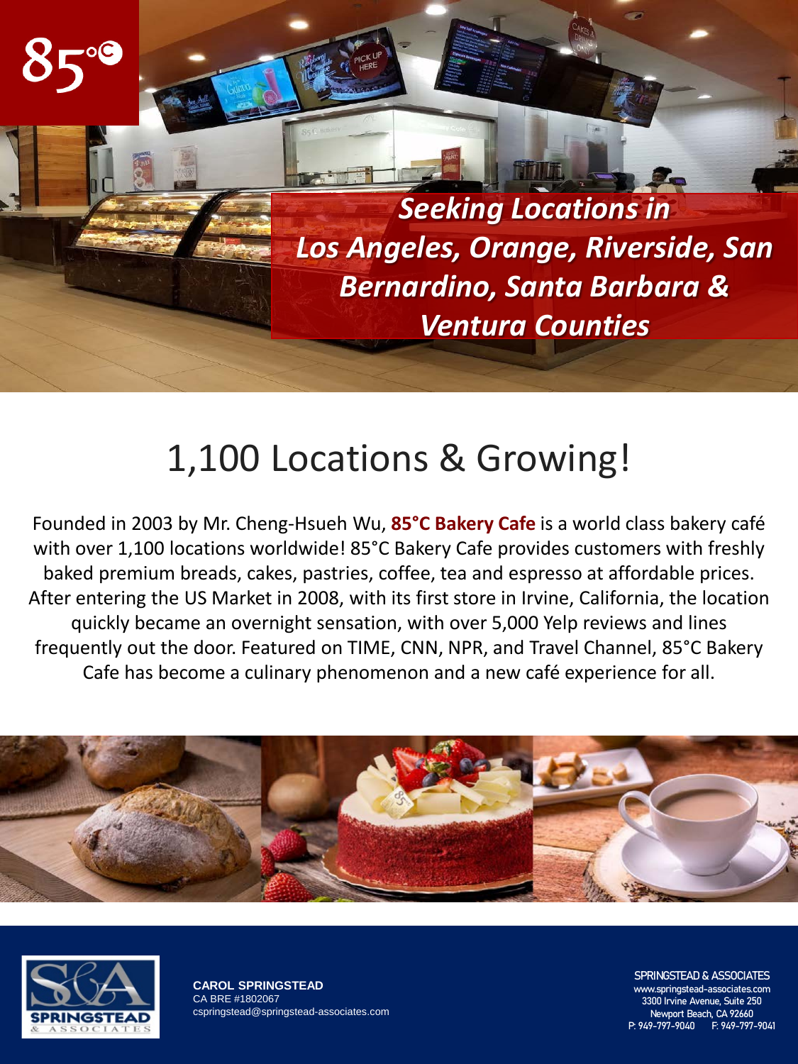85°C

***Seeking Locations in Los Angeles, Orange, Riverside, San Bernardino, Santa Barbara & Ventura Counties***

# 1,100 Locations & Growing!

Founded in 2003 by Mr. Cheng-Hsueh Wu, **85°C Bakery Cafe** is a world class bakery café with over 1,100 locations worldwide! 85°C Bakery Cafe provides customers with freshly baked premium breads, cakes, pastries, coffee, tea and espresso at affordable prices. After entering the US Market in 2008, with its first store in Irvine, California, the location quickly became an overnight sensation, with over 5,000 Yelp reviews and lines frequently out the door. Featured on TIME, CNN, NPR, and Travel Channel, 85°C Bakery Cafe has become a culinary phenomenon and a new café experience for all.

**CAROL SPRINGSTEAD**
CA BRE #1802067
cspringstead@springstead-associates.com

SPRINGSTEAD & ASSOCIATES
www.springstead-associates.com
3300 Irvine Avenue, Suite 250
Newport Beach, CA 92660
P: 949-797-9040 F: 949-797-9041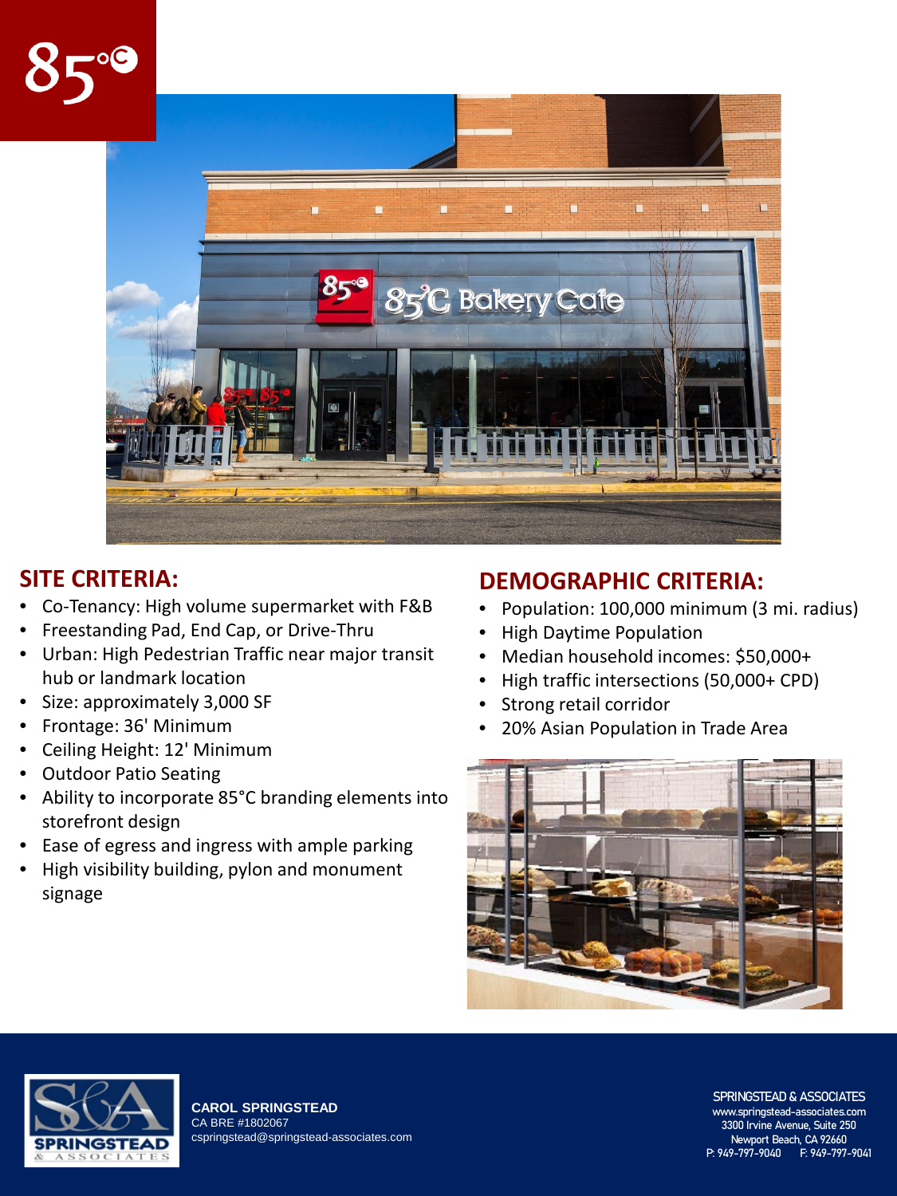85°C

## SITE CRITERIA:

- Co-Tenancy: High volume supermarket with F&B
- Freestanding Pad, End Cap, or Drive-Thru
- Urban: High Pedestrian Traffic near major transit hub or landmark location
- Size: approximately 3,000 SF
- Frontage: 36' Minimum
- Ceiling Height: 12' Minimum
- Outdoor Patio Seating
- Ability to incorporate 85°C branding elements into storefront design
- Ease of egress and ingress with ample parking
- High visibility building, pylon and monument signage

## DEMOGRAPHIC CRITERIA:

- Population: 100,000 minimum (3 mi. radius)
- High Daytime Population
- Median household incomes: $50,000+
- High traffic intersections (50,000+ CPD)
- Strong retail corridor
- 20% Asian Population in Trade Area

**CAROL SPRINGSTEAD**
CA BRE #1802067
cspringstead@springstead-associates.com

SPRINGSTEAD & ASSOCIATES
www.springstead-associates.com
3300 Irvine Avenue, Suite 250
Newport Beach, CA 92660
P: 949-797-9040 F: 949-797-9041